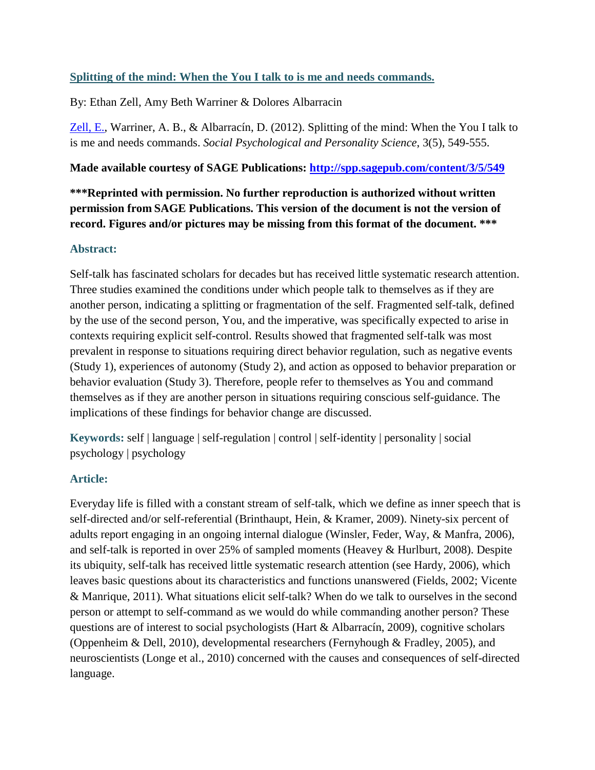## [Splitting of the mind: When the You I talk to is me and needs commands.](#)

By: Ethan Zell, Amy Beth Warriner & Dolores Albarracin

[Zell, E.](#), Warriner, A. B., & Albarracín, D. (2012). Splitting of the mind: When the You I talk to is me and needs commands. *Social Psychological and Personality Science*, 3(5), 549-555.

**Made available courtesy of SAGE Publications: [http://spp.sagepub.com/content/3/5/549](http://spp.sagepub.com/content/3/5/549)**

**\*\*\*Reprinted with permission. No further reproduction is authorized without written permission from SAGE Publications. This version of the document is not the version of record. Figures and/or pictures may be missing from this format of the document. \*\*\***

### Abstract:

Self-talk has fascinated scholars for decades but has received little systematic research attention. Three studies examined the conditions under which people talk to themselves as if they are another person, indicating a splitting or fragmentation of the self. Fragmented self-talk, defined by the use of the second person, You, and the imperative, was specifically expected to arise in contexts requiring explicit self-control. Results showed that fragmented self-talk was most prevalent in response to situations requiring direct behavior regulation, such as negative events (Study 1), experiences of autonomy (Study 2), and action as opposed to behavior preparation or behavior evaluation (Study 3). Therefore, people refer to themselves as You and command themselves as if they are another person in situations requiring conscious self-guidance. The implications of these findings for behavior change are discussed.

**Keywords:** self | language | self-regulation | control | self-identity | personality | social psychology | psychology

### Article:

Everyday life is filled with a constant stream of self-talk, which we define as inner speech that is self-directed and/or self-referential (Brinthaupt, Hein, & Kramer, 2009). Ninety-six percent of adults report engaging in an ongoing internal dialogue (Winsler, Feder, Way, & Manfra, 2006), and self-talk is reported in over 25% of sampled moments (Heavey & Hurlburt, 2008). Despite its ubiquity, self-talk has received little systematic research attention (see Hardy, 2006), which leaves basic questions about its characteristics and functions unanswered (Fields, 2002; Vicente & Manrique, 2011). What situations elicit self-talk? When do we talk to ourselves in the second person or attempt to self-command as we would do while commanding another person? These questions are of interest to social psychologists (Hart & Albarracín, 2009), cognitive scholars (Oppenheim & Dell, 2010), developmental researchers (Fernyhough & Fradley, 2005), and neuroscientists (Longe et al., 2010) concerned with the causes and consequences of self-directed language.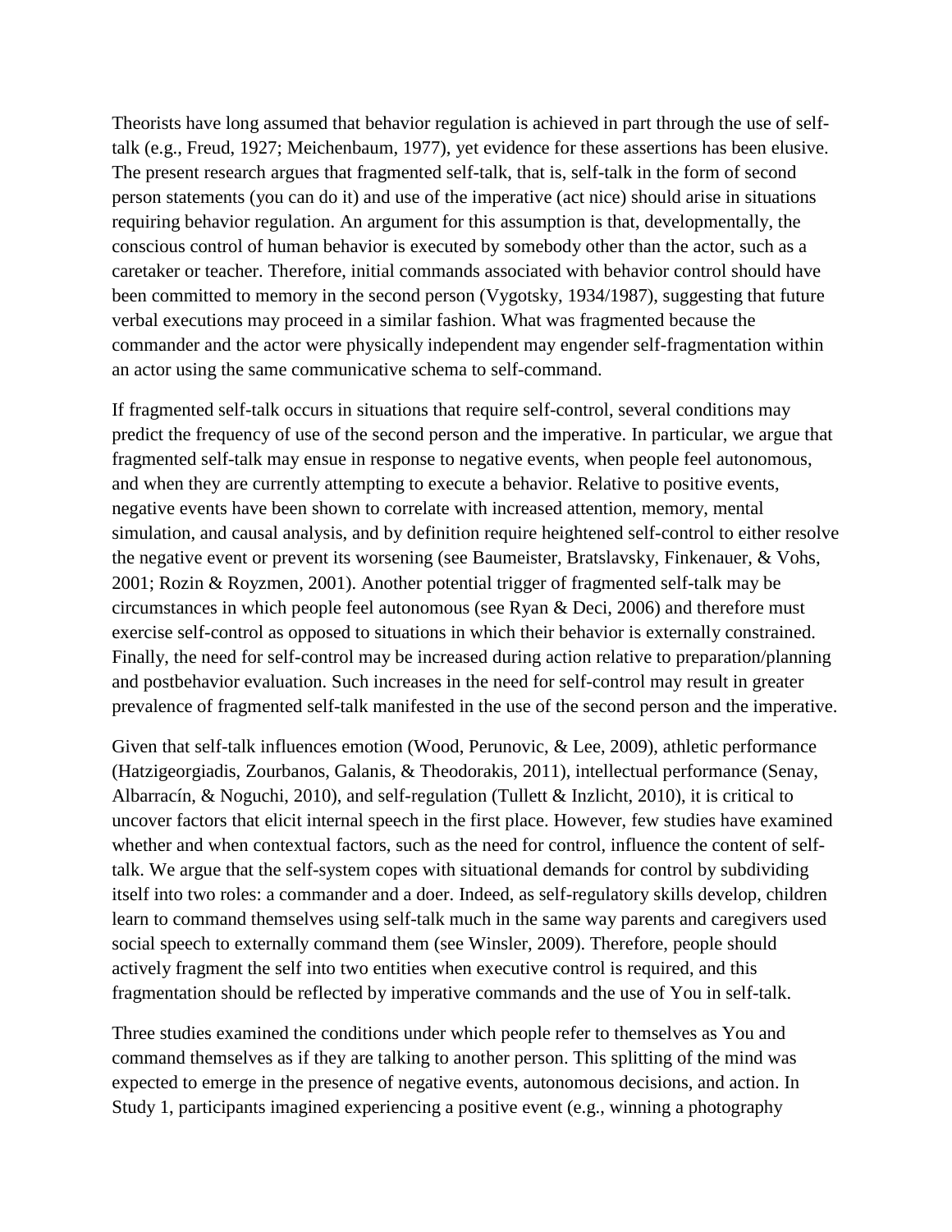Theorists have long assumed that behavior regulation is achieved in part through the use of self-talk (e.g., Freud, 1927; Meichenbaum, 1977), yet evidence for these assertions has been elusive. The present research argues that fragmented self-talk, that is, self-talk in the form of second person statements (you can do it) and use of the imperative (act nice) should arise in situations requiring behavior regulation. An argument for this assumption is that, developmentally, the conscious control of human behavior is executed by somebody other than the actor, such as a caretaker or teacher. Therefore, initial commands associated with behavior control should have been committed to memory in the second person (Vygotsky, 1934/1987), suggesting that future verbal executions may proceed in a similar fashion. What was fragmented because the commander and the actor were physically independent may engender self-fragmentation within an actor using the same communicative schema to self-command.

If fragmented self-talk occurs in situations that require self-control, several conditions may predict the frequency of use of the second person and the imperative. In particular, we argue that fragmented self-talk may ensue in response to negative events, when people feel autonomous, and when they are currently attempting to execute a behavior. Relative to positive events, negative events have been shown to correlate with increased attention, memory, mental simulation, and causal analysis, and by definition require heightened self-control to either resolve the negative event or prevent its worsening (see Baumeister, Bratslavsky, Finkenauer, & Vohs, 2001; Rozin & Royzmen, 2001). Another potential trigger of fragmented self-talk may be circumstances in which people feel autonomous (see Ryan & Deci, 2006) and therefore must exercise self-control as opposed to situations in which their behavior is externally constrained. Finally, the need for self-control may be increased during action relative to preparation/planning and postbehavior evaluation. Such increases in the need for self-control may result in greater prevalence of fragmented self-talk manifested in the use of the second person and the imperative.

Given that self-talk influences emotion (Wood, Perunovic, & Lee, 2009), athletic performance (Hatzigeorgiadis, Zourbanos, Galanis, & Theodorakis, 2011), intellectual performance (Senay, Albarracín, & Noguchi, 2010), and self-regulation (Tullett & Inzlicht, 2010), it is critical to uncover factors that elicit internal speech in the first place. However, few studies have examined whether and when contextual factors, such as the need for control, influence the content of self-talk. We argue that the self-system copes with situational demands for control by subdividing itself into two roles: a commander and a doer. Indeed, as self-regulatory skills develop, children learn to command themselves using self-talk much in the same way parents and caregivers used social speech to externally command them (see Winsler, 2009). Therefore, people should actively fragment the self into two entities when executive control is required, and this fragmentation should be reflected by imperative commands and the use of You in self-talk.

Three studies examined the conditions under which people refer to themselves as You and command themselves as if they are talking to another person. This splitting of the mind was expected to emerge in the presence of negative events, autonomous decisions, and action. In Study 1, participants imagined experiencing a positive event (e.g., winning a photography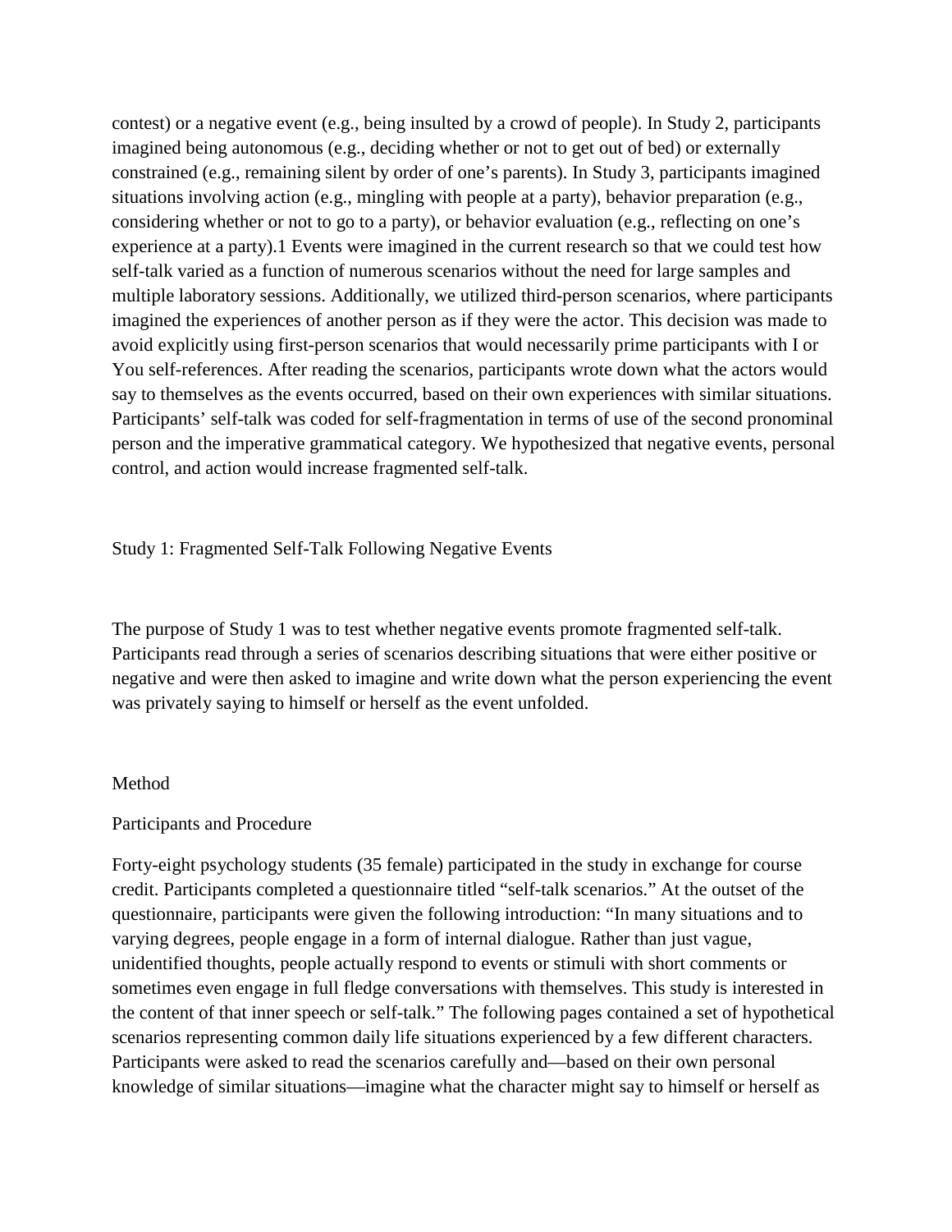contest) or a negative event (e.g., being insulted by a crowd of people). In Study 2, participants imagined being autonomous (e.g., deciding whether or not to get out of bed) or externally constrained (e.g., remaining silent by order of one's parents). In Study 3, participants imagined situations involving action (e.g., mingling with people at a party), behavior preparation (e.g., considering whether or not to go to a party), or behavior evaluation (e.g., reflecting on one's experience at a party).[1] Events were imagined in the current research so that we could test how self-talk varied as a function of numerous scenarios without the need for large samples and multiple laboratory sessions. Additionally, we utilized third-person scenarios, where participants imagined the experiences of another person as if they were the actor. This decision was made to avoid explicitly using first-person scenarios that would necessarily prime participants with I or You self-references. After reading the scenarios, participants wrote down what the actors would say to themselves as the events occurred, based on their own experiences with similar situations. Participants' self-talk was coded for self-fragmentation in terms of use of the second pronominal person and the imperative grammatical category. We hypothesized that negative events, personal control, and action would increase fragmented self-talk.

## Study 1: Fragmented Self-Talk Following Negative Events

The purpose of Study 1 was to test whether negative events promote fragmented self-talk. Participants read through a series of scenarios describing situations that were either positive or negative and were then asked to imagine and write down what the person experiencing the event was privately saying to himself or herself as the event unfolded.

### Method

#### Participants and Procedure

Forty-eight psychology students (35 female) participated in the study in exchange for course credit. Participants completed a questionnaire titled "self-talk scenarios." At the outset of the questionnaire, participants were given the following introduction: "In many situations and to varying degrees, people engage in a form of internal dialogue. Rather than just vague, unidentified thoughts, people actually respond to events or stimuli with short comments or sometimes even engage in full fledge conversations with themselves. This study is interested in the content of that inner speech or self-talk." The following pages contained a set of hypothetical scenarios representing common daily life situations experienced by a few different characters. Participants were asked to read the scenarios carefully and—based on their own personal knowledge of similar situations—imagine what the character might say to himself or herself as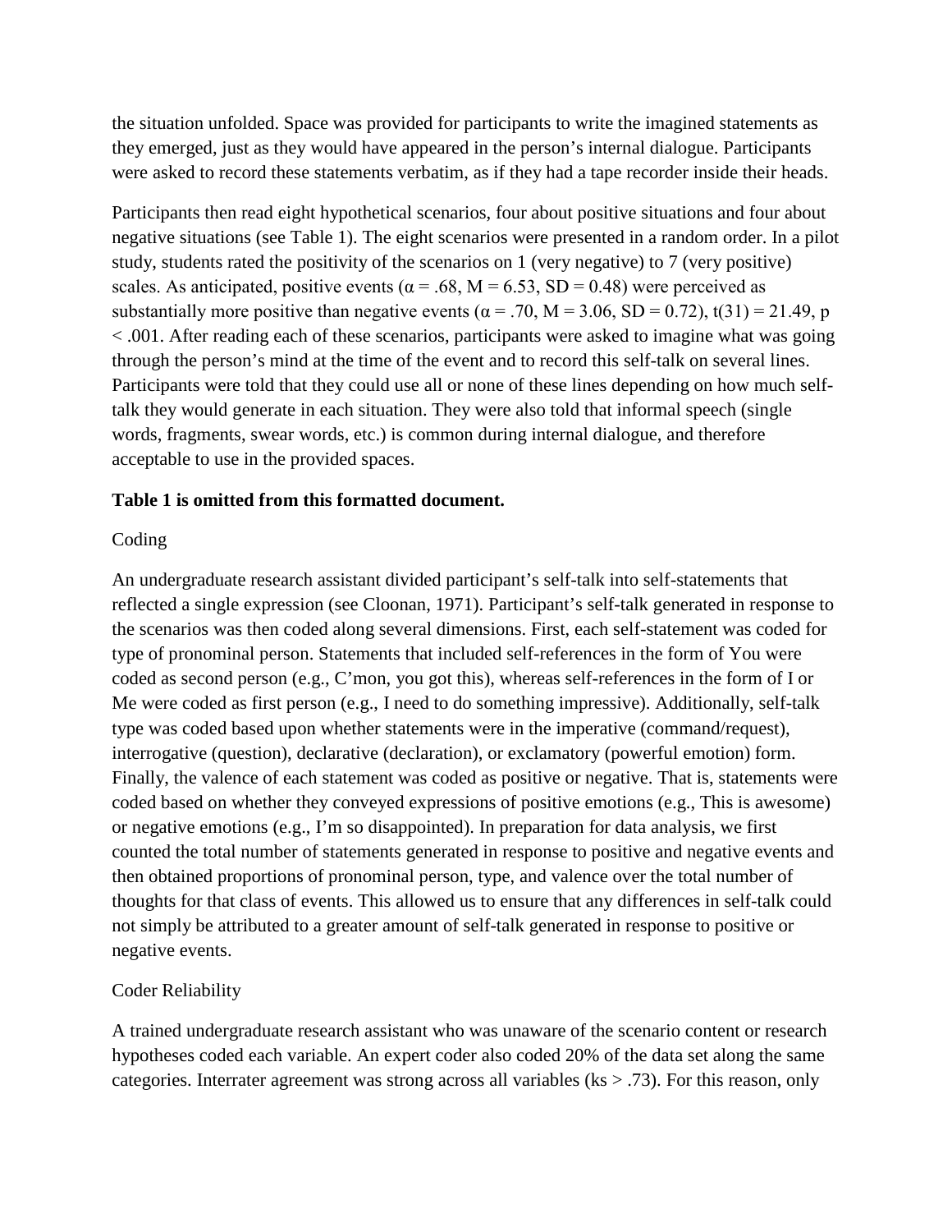the situation unfolded. Space was provided for participants to write the imagined statements as they emerged, just as they would have appeared in the person's internal dialogue. Participants were asked to record these statements verbatim, as if they had a tape recorder inside their heads.

Participants then read eight hypothetical scenarios, four about positive situations and four about negative situations (see Table 1). The eight scenarios were presented in a random order. In a pilot study, students rated the positivity of the scenarios on 1 (very negative) to 7 (very positive) scales. As anticipated, positive events ($\alpha = .68$, $M = 6.53$, $SD = 0.48$) were perceived as substantially more positive than negative events ($\alpha = .70$, $M = 3.06$, $SD = 0.72$), $t(31) = 21.49$, $p < .001$. After reading each of these scenarios, participants were asked to imagine what was going through the person's mind at the time of the event and to record this self-talk on several lines. Participants were told that they could use all or none of these lines depending on how much self-talk they would generate in each situation. They were also told that informal speech (single words, fragments, swear words, etc.) is common during internal dialogue, and therefore acceptable to use in the provided spaces.

**Table 1 is omitted from this formatted document.**

Coding

An undergraduate research assistant divided participant's self-talk into self-statements that reflected a single expression (see Cloonan, 1971). Participant's self-talk generated in response to the scenarios was then coded along several dimensions. First, each self-statement was coded for type of pronominal person. Statements that included self-references in the form of You were coded as second person (e.g., C'mon, you got this), whereas self-references in the form of I or Me were coded as first person (e.g., I need to do something impressive). Additionally, self-talk type was coded based upon whether statements were in the imperative (command/request), interrogative (question), declarative (declaration), or exclamatory (powerful emotion) form. Finally, the valence of each statement was coded as positive or negative. That is, statements were coded based on whether they conveyed expressions of positive emotions (e.g., This is awesome) or negative emotions (e.g., I'm so disappointed). In preparation for data analysis, we first counted the total number of statements generated in response to positive and negative events and then obtained proportions of pronominal person, type, and valence over the total number of thoughts for that class of events. This allowed us to ensure that any differences in self-talk could not simply be attributed to a greater amount of self-talk generated in response to positive or negative events.

Coder Reliability

A trained undergraduate research assistant who was unaware of the scenario content or research hypotheses coded each variable. An expert coder also coded 20% of the data set along the same categories. Interrater agreement was strong across all variables ($\kappa s > .73$). For this reason, only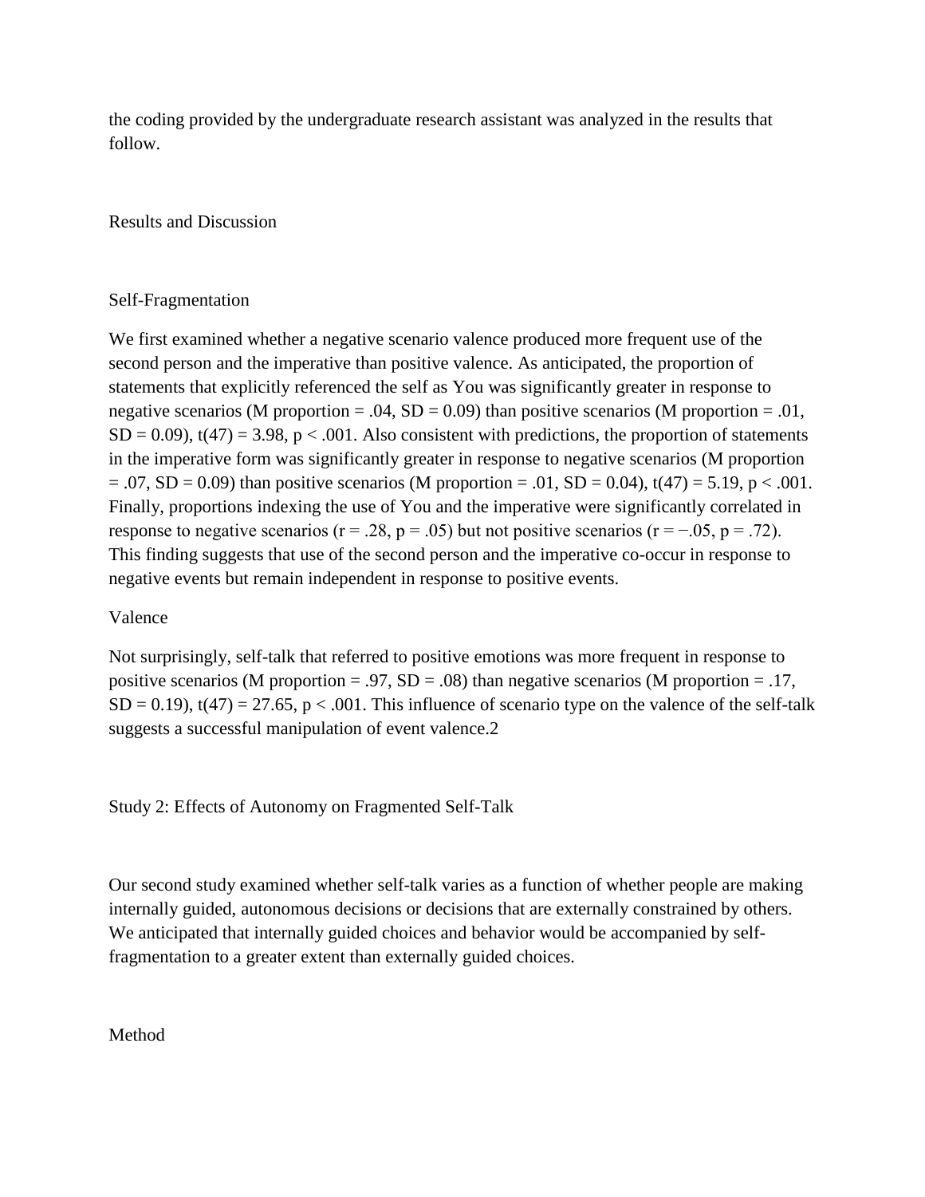the coding provided by the undergraduate research assistant was analyzed in the results that follow.

## Results and Discussion

### Self-Fragmentation

We first examined whether a negative scenario valence produced more frequent use of the second person and the imperative than positive valence. As anticipated, the proportion of statements that explicitly referenced the self as You was significantly greater in response to negative scenarios ($M$ proportion = .04, $SD = 0.09$) than positive scenarios ($M$ proportion = .01, $SD = 0.09$), $t(47) = 3.98$, $p < .001$. Also consistent with predictions, the proportion of statements in the imperative form was significantly greater in response to negative scenarios ($M$ proportion = .07, $SD = 0.09$) than positive scenarios ($M$ proportion = .01, $SD = 0.04$), $t(47) = 5.19$, $p < .001$. Finally, proportions indexing the use of You and the imperative were significantly correlated in response to negative scenarios ($r = .28$, $p = .05$) but not positive scenarios ($r = −.05$, $p = .72$). This finding suggests that use of the second person and the imperative co-occur in response to negative events but remain independent in response to positive events.

### Valence

Not surprisingly, self-talk that referred to positive emotions was more frequent in response to positive scenarios ($M$ proportion = .97, $SD = .08$) than negative scenarios ($M$ proportion = .17, $SD = 0.19$), $t(47) = 27.65$, $p < .001$. This influence of scenario type on the valence of the self-talk suggests a successful manipulation of event valence.[2]

## Study 2: Effects of Autonomy on Fragmented Self-Talk

Our second study examined whether self-talk varies as a function of whether people are making internally guided, autonomous decisions or decisions that are externally constrained by others. We anticipated that internally guided choices and behavior would be accompanied by self-fragmentation to a greater extent than externally guided choices.

### Method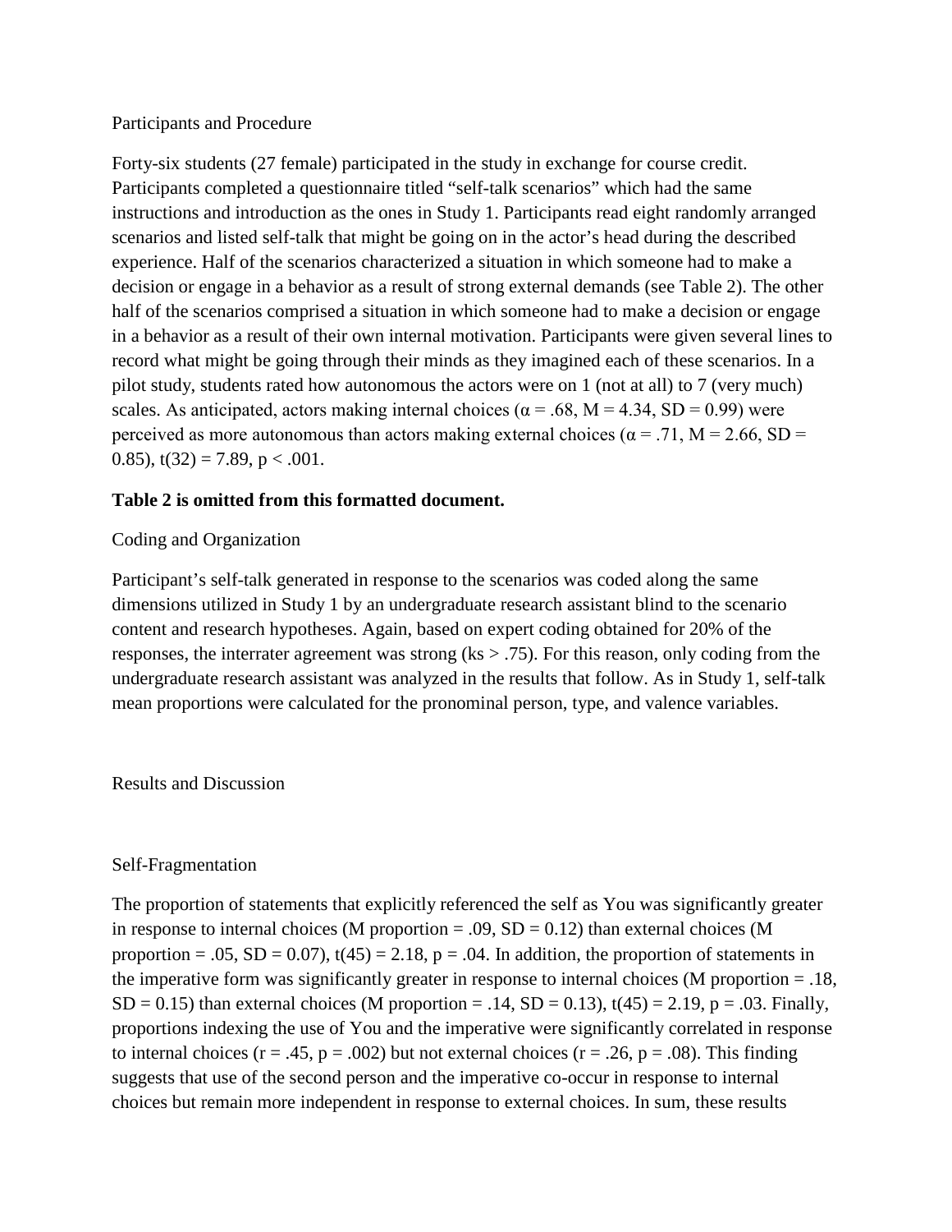## Participants and Procedure

Forty-six students (27 female) participated in the study in exchange for course credit. Participants completed a questionnaire titled "self-talk scenarios" which had the same instructions and introduction as the ones in Study 1. Participants read eight randomly arranged scenarios and listed self-talk that might be going on in the actor's head during the described experience. Half of the scenarios characterized a situation in which someone had to make a decision or engage in a behavior as a result of strong external demands (see Table 2). The other half of the scenarios comprised a situation in which someone had to make a decision or engage in a behavior as a result of their own internal motivation. Participants were given several lines to record what might be going through their minds as they imagined each of these scenarios. In a pilot study, students rated how autonomous the actors were on 1 (not at all) to 7 (very much) scales. As anticipated, actors making internal choices ($\alpha = .68$, $M = 4.34$, $SD = 0.99$) were perceived as more autonomous than actors making external choices ($\alpha = .71$, $M = 2.66$, $SD = 0.85$), $t(32) = 7.89$, $p < .001$.

**Table 2 is omitted from this formatted document.**

## Coding and Organization

Participant's self-talk generated in response to the scenarios was coded along the same dimensions utilized in Study 1 by an undergraduate research assistant blind to the scenario content and research hypotheses. Again, based on expert coding obtained for 20% of the responses, the interrater agreement was strong (ks > .75). For this reason, only coding from the undergraduate research assistant was analyzed in the results that follow. As in Study 1, self-talk mean proportions were calculated for the pronominal person, type, and valence variables.

## Results and Discussion

### Self-Fragmentation

The proportion of statements that explicitly referenced the self as You was significantly greater in response to internal choices ($M$ proportion = .09, $SD = 0.12$) than external choices ($M$ proportion = .05, $SD = 0.07$), $t(45) = 2.18$, $p = .04$. In addition, the proportion of statements in the imperative form was significantly greater in response to internal choices ($M$ proportion = .18, $SD = 0.15$) than external choices ($M$ proportion = .14, $SD = 0.13$), $t(45) = 2.19$, $p = .03$. Finally, proportions indexing the use of You and the imperative were significantly correlated in response to internal choices ($r = .45$, $p = .002$) but not external choices ($r = .26$, $p = .08$). This finding suggests that use of the second person and the imperative co-occur in response to internal choices but remain more independent in response to external choices. In sum, these results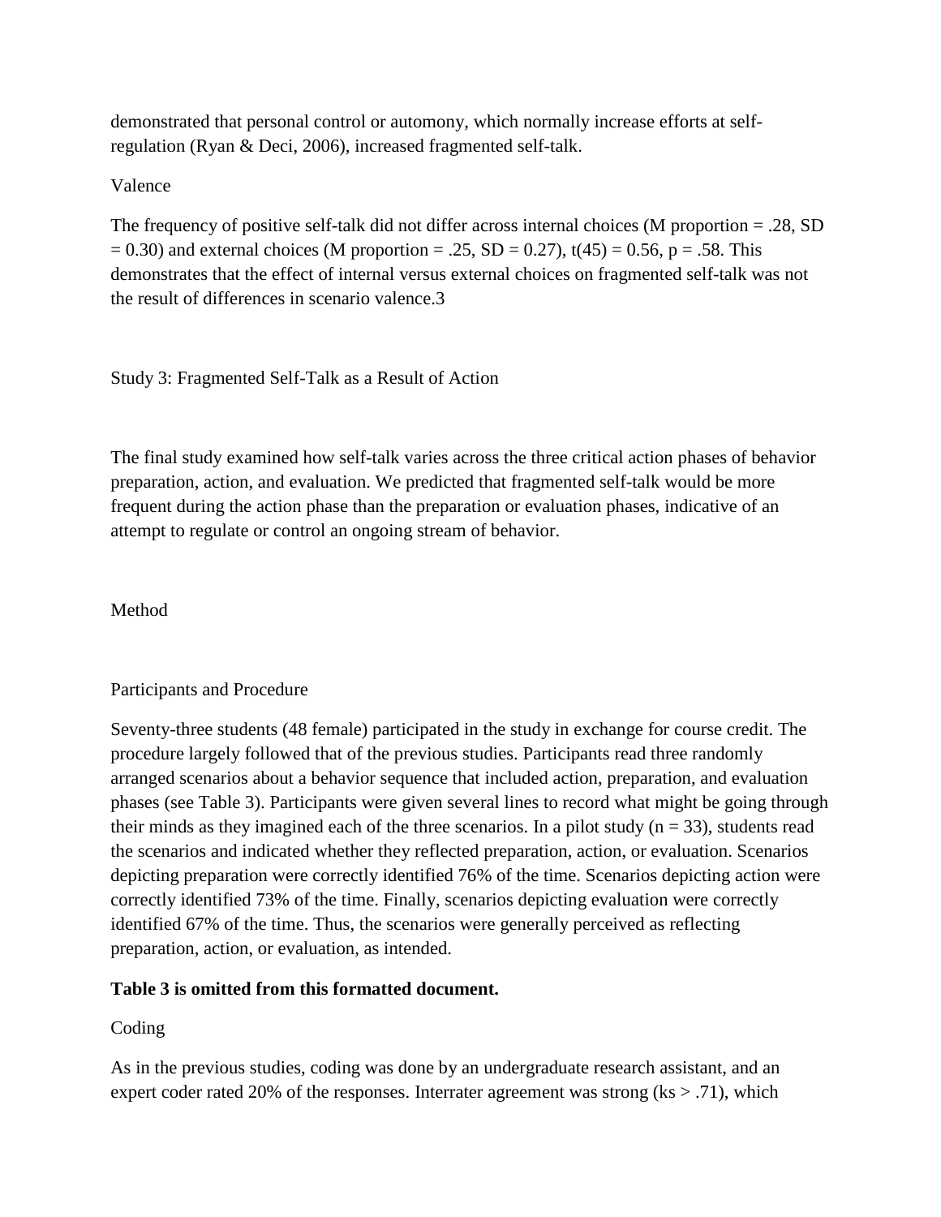demonstrated that personal control or automony, which normally increase efforts at self-regulation (Ryan & Deci, 2006), increased fragmented self-talk.

### Valence

The frequency of positive self-talk did not differ across internal choices ($M$ proportion = .28, $SD = 0.30$) and external choices ($M$ proportion = .25, $SD = 0.27$), $t(45) = 0.56$, $p = .58$. This demonstrates that the effect of internal versus external choices on fragmented self-talk was not the result of differences in scenario valence.[3]

## Study 3: Fragmented Self-Talk as a Result of Action

The final study examined how self-talk varies across the three critical action phases of behavior preparation, action, and evaluation. We predicted that fragmented self-talk would be more frequent during the action phase than the preparation or evaluation phases, indicative of an attempt to regulate or control an ongoing stream of behavior.

### Method

#### Participants and Procedure

Seventy-three students (48 female) participated in the study in exchange for course credit. The procedure largely followed that of the previous studies. Participants read three randomly arranged scenarios about a behavior sequence that included action, preparation, and evaluation phases (see Table 3). Participants were given several lines to record what might be going through their minds as they imagined each of the three scenarios. In a pilot study ($n = 33$), students read the scenarios and indicated whether they reflected preparation, action, or evaluation. Scenarios depicting preparation were correctly identified 76% of the time. Scenarios depicting action were correctly identified 73% of the time. Finally, scenarios depicting evaluation were correctly identified 67% of the time. Thus, the scenarios were generally perceived as reflecting preparation, action, or evaluation, as intended.

**Table 3 is omitted from this formatted document.**

#### Coding

As in the previous studies, coding was done by an undergraduate research assistant, and an expert coder rated 20% of the responses. Interrater agreement was strong ($\kappa s > .71$), which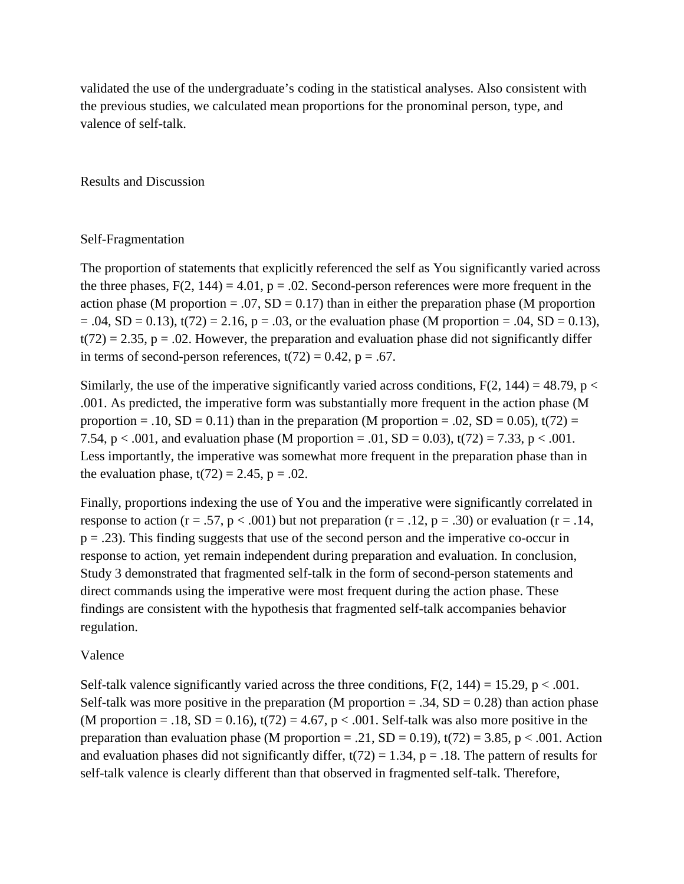validated the use of the undergraduate's coding in the statistical analyses. Also consistent with the previous studies, we calculated mean proportions for the pronominal person, type, and valence of self-talk.

## Results and Discussion

### Self-Fragmentation

The proportion of statements that explicitly referenced the self as You significantly varied across the three phases, $F(2, 144) = 4.01$, $p = .02$. Second-person references were more frequent in the action phase (M proportion = .07, SD = 0.17) than in either the preparation phase (M proportion = .04, SD = 0.13), $t(72) = 2.16$, $p = .03$, or the evaluation phase (M proportion = .04, SD = 0.13), $t(72) = 2.35$, $p = .02$. However, the preparation and evaluation phase did not significantly differ in terms of second-person references, $t(72) = 0.42$, $p = .67$.

Similarly, the use of the imperative significantly varied across conditions, $F(2, 144) = 48.79$, $p < .001$. As predicted, the imperative form was substantially more frequent in the action phase (M proportion = .10, SD = 0.11) than in the preparation (M proportion = .02, SD = 0.05), $t(72) = 7.54$, $p < .001$, and evaluation phase (M proportion = .01, SD = 0.03), $t(72) = 7.33$, $p < .001$. Less importantly, the imperative was somewhat more frequent in the preparation phase than in the evaluation phase, $t(72) = 2.45$, $p = .02$.

Finally, proportions indexing the use of You and the imperative were significantly correlated in response to action ($r = .57$, $p < .001$) but not preparation ($r = .12$, $p = .30$) or evaluation ($r = .14$, $p = .23$). This finding suggests that use of the second person and the imperative co-occur in response to action, yet remain independent during preparation and evaluation. In conclusion, Study 3 demonstrated that fragmented self-talk in the form of second-person statements and direct commands using the imperative were most frequent during the action phase. These findings are consistent with the hypothesis that fragmented self-talk accompanies behavior regulation.

### Valence

Self-talk valence significantly varied across the three conditions, $F(2, 144) = 15.29$, $p < .001$. Self-talk was more positive in the preparation (M proportion = .34, SD = 0.28) than action phase (M proportion = .18, SD = 0.16), $t(72) = 4.67$, $p < .001$. Self-talk was also more positive in the preparation than evaluation phase (M proportion = .21, SD = 0.19), $t(72) = 3.85$, $p < .001$. Action and evaluation phases did not significantly differ, $t(72) = 1.34$, $p = .18$. The pattern of results for self-talk valence is clearly different than that observed in fragmented self-talk. Therefore,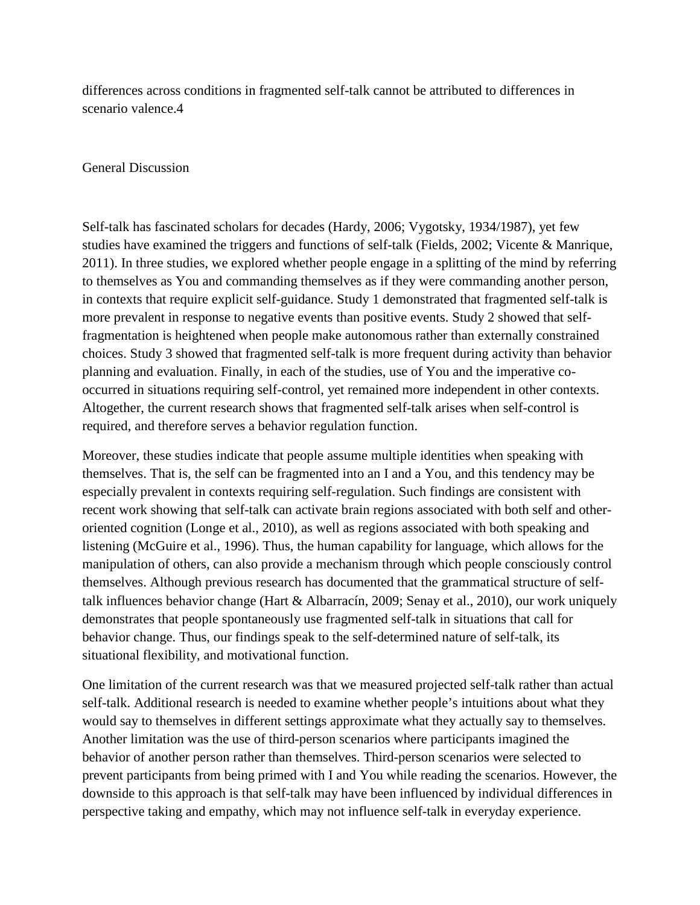differences across conditions in fragmented self-talk cannot be attributed to differences in scenario valence.[4]

## General Discussion

Self-talk has fascinated scholars for decades (Hardy, 2006; Vygotsky, 1934/1987), yet few studies have examined the triggers and functions of self-talk (Fields, 2002; Vicente & Manrique, 2011). In three studies, we explored whether people engage in a splitting of the mind by referring to themselves as You and commanding themselves as if they were commanding another person, in contexts that require explicit self-guidance. Study 1 demonstrated that fragmented self-talk is more prevalent in response to negative events than positive events. Study 2 showed that self-fragmentation is heightened when people make autonomous rather than externally constrained choices. Study 3 showed that fragmented self-talk is more frequent during activity than behavior planning and evaluation. Finally, in each of the studies, use of You and the imperative co-occurred in situations requiring self-control, yet remained more independent in other contexts. Altogether, the current research shows that fragmented self-talk arises when self-control is required, and therefore serves a behavior regulation function.

Moreover, these studies indicate that people assume multiple identities when speaking with themselves. That is, the self can be fragmented into an I and a You, and this tendency may be especially prevalent in contexts requiring self-regulation. Such findings are consistent with recent work showing that self-talk can activate brain regions associated with both self and other-oriented cognition (Longe et al., 2010), as well as regions associated with both speaking and listening (McGuire et al., 1996). Thus, the human capability for language, which allows for the manipulation of others, can also provide a mechanism through which people consciously control themselves. Although previous research has documented that the grammatical structure of self-talk influences behavior change (Hart & Albarracín, 2009; Senay et al., 2010), our work uniquely demonstrates that people spontaneously use fragmented self-talk in situations that call for behavior change. Thus, our findings speak to the self-determined nature of self-talk, its situational flexibility, and motivational function.

One limitation of the current research was that we measured projected self-talk rather than actual self-talk. Additional research is needed to examine whether people's intuitions about what they would say to themselves in different settings approximate what they actually say to themselves. Another limitation was the use of third-person scenarios where participants imagined the behavior of another person rather than themselves. Third-person scenarios were selected to prevent participants from being primed with I and You while reading the scenarios. However, the downside to this approach is that self-talk may have been influenced by individual differences in perspective taking and empathy, which may not influence self-talk in everyday experience.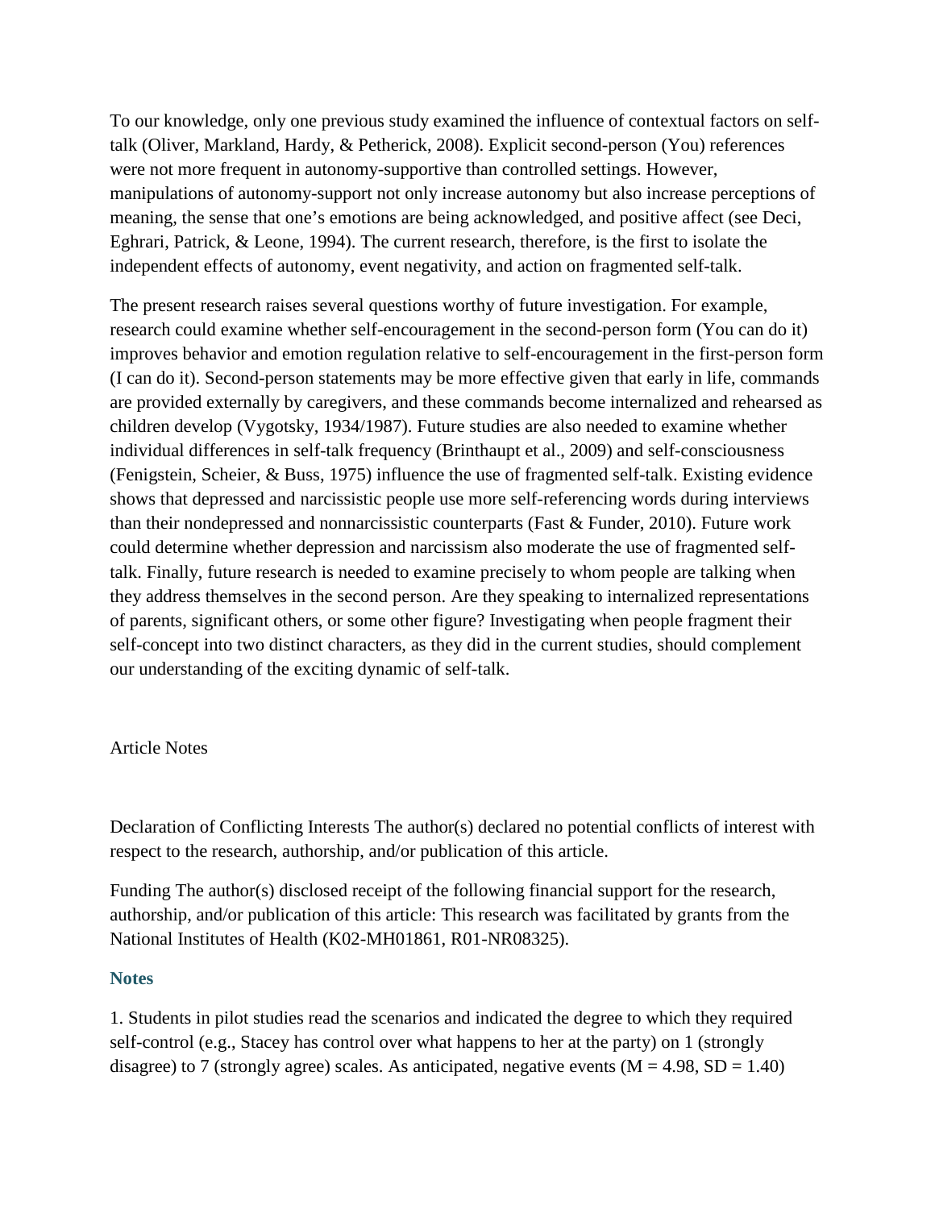To our knowledge, only one previous study examined the influence of contextual factors on self-talk (Oliver, Markland, Hardy, & Petherick, 2008). Explicit second-person (You) references were not more frequent in autonomy-supportive than controlled settings. However, manipulations of autonomy-support not only increase autonomy but also increase perceptions of meaning, the sense that one's emotions are being acknowledged, and positive affect (see Deci, Eghrari, Patrick, & Leone, 1994). The current research, therefore, is the first to isolate the independent effects of autonomy, event negativity, and action on fragmented self-talk.

The present research raises several questions worthy of future investigation. For example, research could examine whether self-encouragement in the second-person form (You can do it) improves behavior and emotion regulation relative to self-encouragement in the first-person form (I can do it). Second-person statements may be more effective given that early in life, commands are provided externally by caregivers, and these commands become internalized and rehearsed as children develop (Vygotsky, 1934/1987). Future studies are also needed to examine whether individual differences in self-talk frequency (Brinthaupt et al., 2009) and self-consciousness (Fenigstein, Scheier, & Buss, 1975) influence the use of fragmented self-talk. Existing evidence shows that depressed and narcissistic people use more self-referencing words during interviews than their nondepressed and nonnarcissistic counterparts (Fast & Funder, 2010). Future work could determine whether depression and narcissism also moderate the use of fragmented self-talk. Finally, future research is needed to examine precisely to whom people are talking when they address themselves in the second person. Are they speaking to internalized representations of parents, significant others, or some other figure? Investigating when people fragment their self-concept into two distinct characters, as they did in the current studies, should complement our understanding of the exciting dynamic of self-talk.

Article Notes

Declaration of Conflicting Interests The author(s) declared no potential conflicts of interest with respect to the research, authorship, and/or publication of this article.

Funding The author(s) disclosed receipt of the following financial support for the research, authorship, and/or publication of this article: This research was facilitated by grants from the National Institutes of Health (K02-MH01861, R01-NR08325).

### Notes

1. Students in pilot studies read the scenarios and indicated the degree to which they required self-control (e.g., Stacey has control over what happens to her at the party) on 1 (strongly disagree) to 7 (strongly agree) scales. As anticipated, negative events ($M = 4.98$, $SD = 1.40$)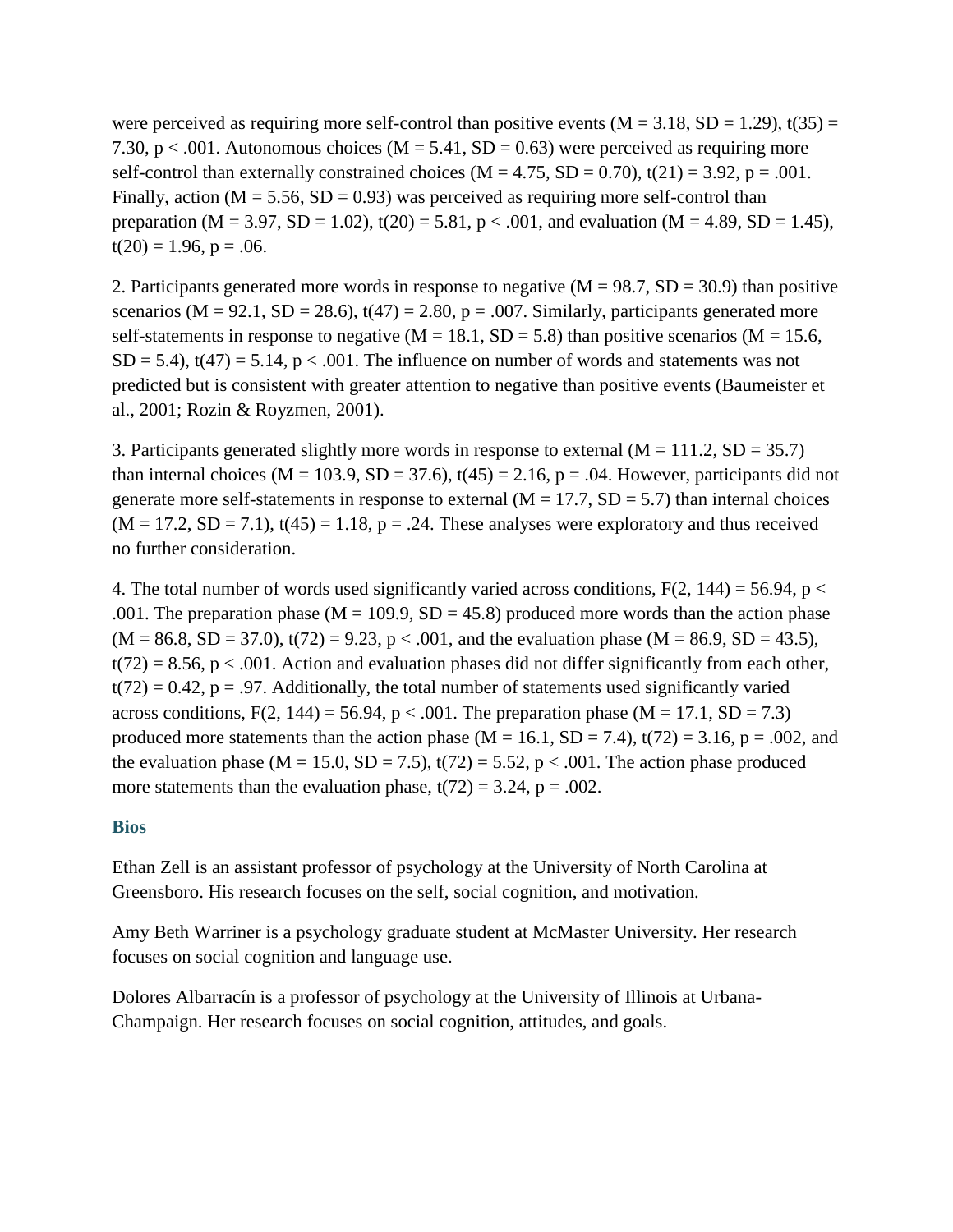were perceived as requiring more self-control than positive events ($M = 3.18$, $SD = 1.29$), $t(35) = 7.30$, $p < .001$. Autonomous choices ($M = 5.41$, $SD = 0.63$) were perceived as requiring more self-control than externally constrained choices ($M = 4.75$, $SD = 0.70$), $t(21) = 3.92$, $p = .001$. Finally, action ($M = 5.56$, $SD = 0.93$) was perceived as requiring more self-control than preparation ($M = 3.97$, $SD = 1.02$), $t(20) = 5.81$, $p < .001$, and evaluation ($M = 4.89$, $SD = 1.45$), $t(20) = 1.96$, $p = .06$.

2. Participants generated more words in response to negative ($M = 98.7$, $SD = 30.9$) than positive scenarios ($M = 92.1$, $SD = 28.6$), $t(47) = 2.80$, $p = .007$. Similarly, participants generated more self-statements in response to negative ($M = 18.1$, $SD = 5.8$) than positive scenarios ($M = 15.6$, $SD = 5.4$), $t(47) = 5.14$, $p < .001$. The influence on number of words and statements was not predicted but is consistent with greater attention to negative than positive events (Baumeister et al., 2001; Rozin & Royzmen, 2001).

3. Participants generated slightly more words in response to external ($M = 111.2$, $SD = 35.7$) than internal choices ($M = 103.9$, $SD = 37.6$), $t(45) = 2.16$, $p = .04$. However, participants did not generate more self-statements in response to external ($M = 17.7$, $SD = 5.7$) than internal choices ($M = 17.2$, $SD = 7.1$), $t(45) = 1.18$, $p = .24$. These analyses were exploratory and thus received no further consideration.

4. The total number of words used significantly varied across conditions, $F(2, 144) = 56.94$, $p < .001$. The preparation phase ($M = 109.9$, $SD = 45.8$) produced more words than the action phase ($M = 86.8$, $SD = 37.0$), $t(72) = 9.23$, $p < .001$, and the evaluation phase ($M = 86.9$, $SD = 43.5$), $t(72) = 8.56$, $p < .001$. Action and evaluation phases did not differ significantly from each other, $t(72) = 0.42$, $p = .97$. Additionally, the total number of statements used significantly varied across conditions, $F(2, 144) = 56.94$, $p < .001$. The preparation phase ($M = 17.1$, $SD = 7.3$) produced more statements than the action phase ($M = 16.1$, $SD = 7.4$), $t(72) = 3.16$, $p = .002$, and the evaluation phase ($M = 15.0$, $SD = 7.5$), $t(72) = 5.52$, $p < .001$. The action phase produced more statements than the evaluation phase, $t(72) = 3.24$, $p = .002$.

### Bios

Ethan Zell is an assistant professor of psychology at the University of North Carolina at Greensboro. His research focuses on the self, social cognition, and motivation.

Amy Beth Warriner is a psychology graduate student at McMaster University. Her research focuses on social cognition and language use.

Dolores Albarracín is a professor of psychology at the University of Illinois at Urbana-Champaign. Her research focuses on social cognition, attitudes, and goals.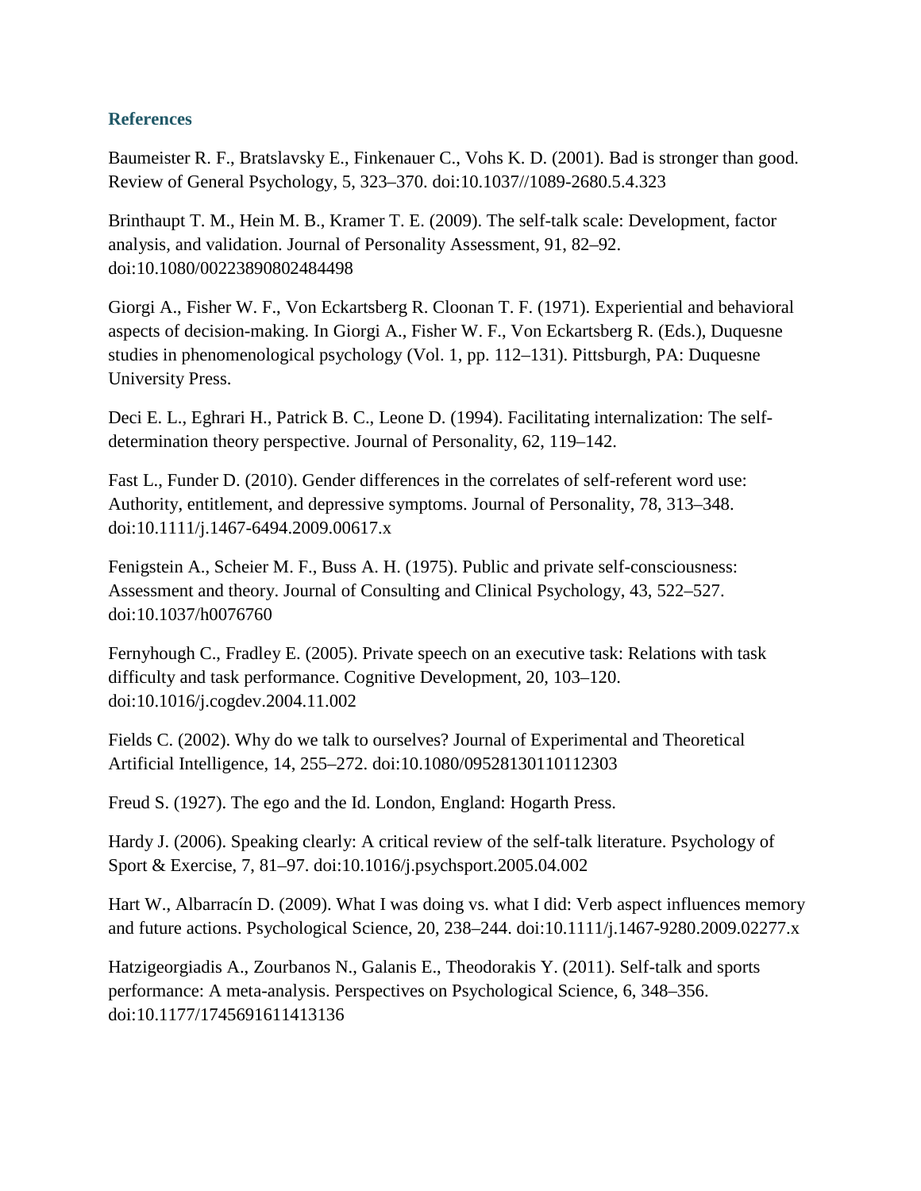## References

Baumeister R. F., Bratslavsky E., Finkenauer C., Vohs K. D. (2001). Bad is stronger than good. Review of General Psychology, 5, 323–370. doi:10.1037//1089-2680.5.4.323

Brinthaupt T. M., Hein M. B., Kramer T. E. (2009). The self-talk scale: Development, factor analysis, and validation. Journal of Personality Assessment, 91, 82–92. doi:10.1080/00223890802484498

Giorgi A., Fisher W. F., Von Eckartsberg R. Cloonan T. F. (1971). Experiential and behavioral aspects of decision-making. In Giorgi A., Fisher W. F., Von Eckartsberg R. (Eds.), Duquesne studies in phenomenological psychology (Vol. 1, pp. 112–131). Pittsburgh, PA: Duquesne University Press.

Deci E. L., Eghrari H., Patrick B. C., Leone D. (1994). Facilitating internalization: The self-determination theory perspective. Journal of Personality, 62, 119–142.

Fast L., Funder D. (2010). Gender differences in the correlates of self-referent word use: Authority, entitlement, and depressive symptoms. Journal of Personality, 78, 313–348. doi:10.1111/j.1467-6494.2009.00617.x

Fenigstein A., Scheier M. F., Buss A. H. (1975). Public and private self-consciousness: Assessment and theory. Journal of Consulting and Clinical Psychology, 43, 522–527. doi:10.1037/h0076760

Fernyhough C., Fradley E. (2005). Private speech on an executive task: Relations with task difficulty and task performance. Cognitive Development, 20, 103–120. doi:10.1016/j.cogdev.2004.11.002

Fields C. (2002). Why do we talk to ourselves? Journal of Experimental and Theoretical Artificial Intelligence, 14, 255–272. doi:10.1080/09528130110112303

Freud S. (1927). The ego and the Id. London, England: Hogarth Press.

Hardy J. (2006). Speaking clearly: A critical review of the self-talk literature. Psychology of Sport & Exercise, 7, 81–97. doi:10.1016/j.psychsport.2005.04.002

Hart W., Albarracín D. (2009). What I was doing vs. what I did: Verb aspect influences memory and future actions. Psychological Science, 20, 238–244. doi:10.1111/j.1467-9280.2009.02277.x

Hatzigeorgiadis A., Zourbanos N., Galanis E., Theodorakis Y. (2011). Self-talk and sports performance: A meta-analysis. Perspectives on Psychological Science, 6, 348–356. doi:10.1177/1745691611413136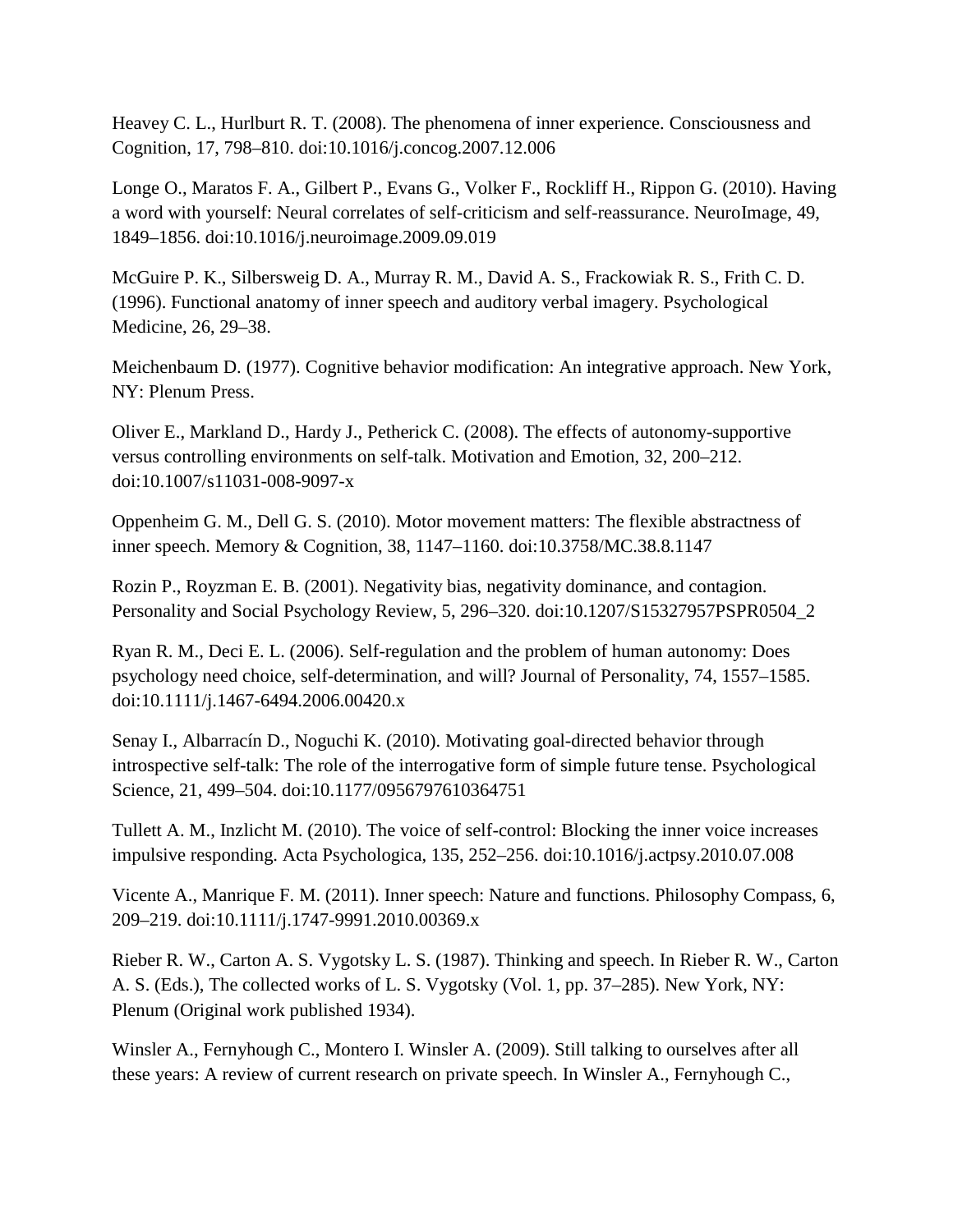Heavey C. L., Hurlburt R. T. (2008). The phenomena of inner experience. Consciousness and Cognition, 17, 798–810. doi:10.1016/j.concog.2007.12.006

Longe O., Maratos F. A., Gilbert P., Evans G., Volker F., Rockliff H., Rippon G. (2010). Having a word with yourself: Neural correlates of self-criticism and self-reassurance. NeuroImage, 49, 1849–1856. doi:10.1016/j.neuroimage.2009.09.019

McGuire P. K., Silbersweig D. A., Murray R. M., David A. S., Frackowiak R. S., Frith C. D. (1996). Functional anatomy of inner speech and auditory verbal imagery. Psychological Medicine, 26, 29–38.

Meichenbaum D. (1977). Cognitive behavior modification: An integrative approach. New York, NY: Plenum Press.

Oliver E., Markland D., Hardy J., Petherick C. (2008). The effects of autonomy-supportive versus controlling environments on self-talk. Motivation and Emotion, 32, 200–212. doi:10.1007/s11031-008-9097-x

Oppenheim G. M., Dell G. S. (2010). Motor movement matters: The flexible abstractness of inner speech. Memory & Cognition, 38, 1147–1160. doi:10.3758/MC.38.8.1147

Rozin P., Royzman E. B. (2001). Negativity bias, negativity dominance, and contagion. Personality and Social Psychology Review, 5, 296–320. doi:10.1207/S15327957PSPR0504_2

Ryan R. M., Deci E. L. (2006). Self-regulation and the problem of human autonomy: Does psychology need choice, self-determination, and will? Journal of Personality, 74, 1557–1585. doi:10.1111/j.1467-6494.2006.00420.x

Senay I., Albarracín D., Noguchi K. (2010). Motivating goal-directed behavior through introspective self-talk: The role of the interrogative form of simple future tense. Psychological Science, 21, 499–504. doi:10.1177/0956797610364751

Tullett A. M., Inzlicht M. (2010). The voice of self-control: Blocking the inner voice increases impulsive responding. Acta Psychologica, 135, 252–256. doi:10.1016/j.actpsy.2010.07.008

Vicente A., Manrique F. M. (2011). Inner speech: Nature and functions. Philosophy Compass, 6, 209–219. doi:10.1111/j.1747-9991.2010.00369.x

Rieber R. W., Carton A. S. Vygotsky L. S. (1987). Thinking and speech. In Rieber R. W., Carton A. S. (Eds.), The collected works of L. S. Vygotsky (Vol. 1, pp. 37–285). New York, NY: Plenum (Original work published 1934).

Winsler A., Fernyhough C., Montero I. Winsler A. (2009). Still talking to ourselves after all these years: A review of current research on private speech. In Winsler A., Fernyhough C.,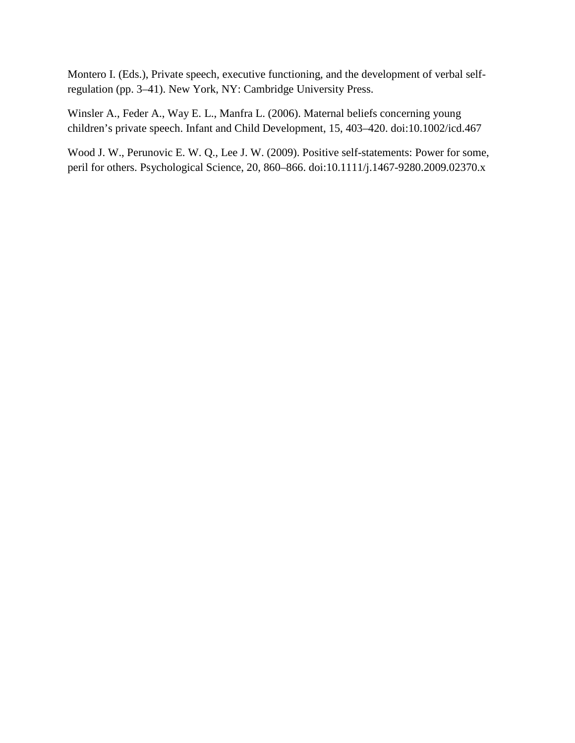Montero I. (Eds.), Private speech, executive functioning, and the development of verbal self-regulation (pp. 3–41). New York, NY: Cambridge University Press.

Winsler A., Feder A., Way E. L., Manfra L. (2006). Maternal beliefs concerning young children's private speech. Infant and Child Development, 15, 403–420. doi:10.1002/icd.467

Wood J. W., Perunovic E. W. Q., Lee J. W. (2009). Positive self-statements: Power for some, peril for others. Psychological Science, 20, 860–866. doi:10.1111/j.1467-9280.2009.02370.x